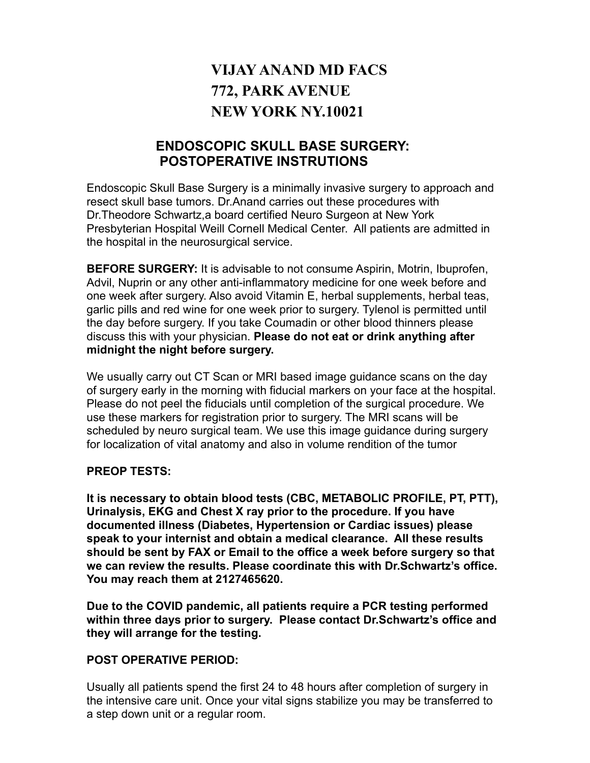# VIJAY ANAND MD FACS
# 772, PARK AVENUE
# NEW YORK NY.10021

## ENDOSCOPIC SKULL BASE SURGERY: POSTOPERATIVE INSTRUTIONS

Endoscopic Skull Base Surgery is a minimally invasive surgery to approach and resect skull base tumors. Dr.Anand carries out these procedures with Dr.Theodore Schwartz,a board certified Neuro Surgeon at New York Presbyterian Hospital Weill Cornell Medical Center. All patients are admitted in the hospital in the neurosurgical service.

**BEFORE SURGERY:** It is advisable to not consume Aspirin, Motrin, Ibuprofen, Advil, Nuprin or any other anti-inflammatory medicine for one week before and one week after surgery. Also avoid Vitamin E, herbal supplements, herbal teas, garlic pills and red wine for one week prior to surgery. Tylenol is permitted until the day before surgery. If you take Coumadin or other blood thinners please discuss this with your physician. **Please do not eat or drink anything after midnight the night before surgery.**

We usually carry out CT Scan or MRI based image guidance scans on the day of surgery early in the morning with fiducial markers on your face at the hospital. Please do not peel the fiducials until completion of the surgical procedure. We use these markers for registration prior to surgery. The MRI scans will be scheduled by neuro surgical team. We use this image guidance during surgery for localization of vital anatomy and also in volume rendition of the tumor

**PREOP TESTS:**

**It is necessary to obtain blood tests (CBC, METABOLIC PROFILE, PT, PTT), Urinalysis, EKG and Chest X ray prior to the procedure. If you have documented illness (Diabetes, Hypertension or Cardiac issues) please speak to your internist and obtain a medical clearance. All these results should be sent by FAX or Email to the office a week before surgery so that we can review the results. Please coordinate this with Dr.Schwartz's office. You may reach them at 2127465620.**

**Due to the COVID pandemic, all patients require a PCR testing performed within three days prior to surgery. Please contact Dr.Schwartz's office and they will arrange for the testing.**

**POST OPERATIVE PERIOD:**

Usually all patients spend the first 24 to 48 hours after completion of surgery in the intensive care unit. Once your vital signs stabilize you may be transferred to a step down unit or a regular room.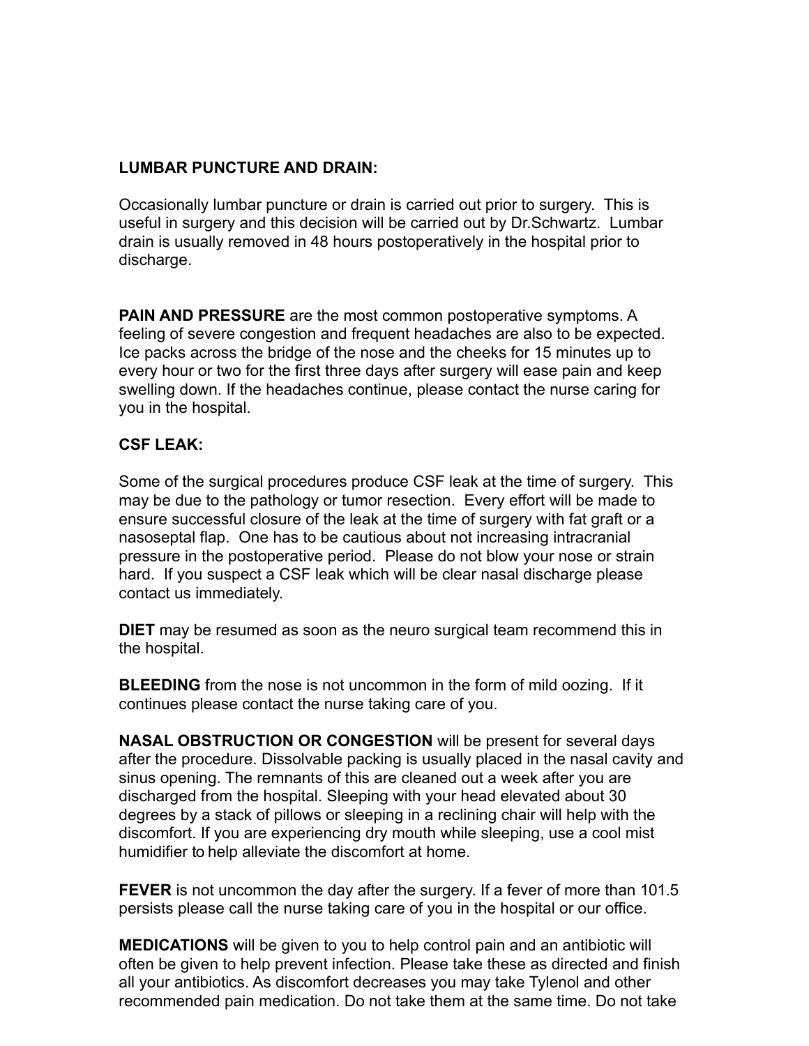**LUMBAR PUNCTURE AND DRAIN:**

Occasionally lumbar puncture or drain is carried out prior to surgery. This is useful in surgery and this decision will be carried out by Dr.Schwartz. Lumbar drain is usually removed in 48 hours postoperatively in the hospital prior to discharge.

**PAIN AND PRESSURE** are the most common postoperative symptoms. A feeling of severe congestion and frequent headaches are also to be expected. Ice packs across the bridge of the nose and the cheeks for 15 minutes up to every hour or two for the first three days after surgery will ease pain and keep swelling down. If the headaches continue, please contact the nurse caring for you in the hospital.

**CSF LEAK:**

Some of the surgical procedures produce CSF leak at the time of surgery. This may be due to the pathology or tumor resection. Every effort will be made to ensure successful closure of the leak at the time of surgery with fat graft or a nasoseptal flap. One has to be cautious about not increasing intracranial pressure in the postoperative period. Please do not blow your nose or strain hard. If you suspect a CSF leak which will be clear nasal discharge please contact us immediately.

**DIET** may be resumed as soon as the neuro surgical team recommend this in the hospital.

**BLEEDING** from the nose is not uncommon in the form of mild oozing. If it continues please contact the nurse taking care of you.

**NASAL OBSTRUCTION OR CONGESTION** will be present for several days after the procedure. Dissolvable packing is usually placed in the nasal cavity and sinus opening. The remnants of this are cleaned out a week after you are discharged from the hospital. Sleeping with your head elevated about 30 degrees by a stack of pillows or sleeping in a reclining chair will help with the discomfort. If you are experiencing dry mouth while sleeping, use a cool mist humidifier to help alleviate the discomfort at home.

**FEVER** is not uncommon the day after the surgery. If a fever of more than 101.5 persists please call the nurse taking care of you in the hospital or our office.

**MEDICATIONS** will be given to you to help control pain and an antibiotic will often be given to help prevent infection. Please take these as directed and finish all your antibiotics. As discomfort decreases you may take Tylenol and other recommended pain medication. Do not take them at the same time. Do not take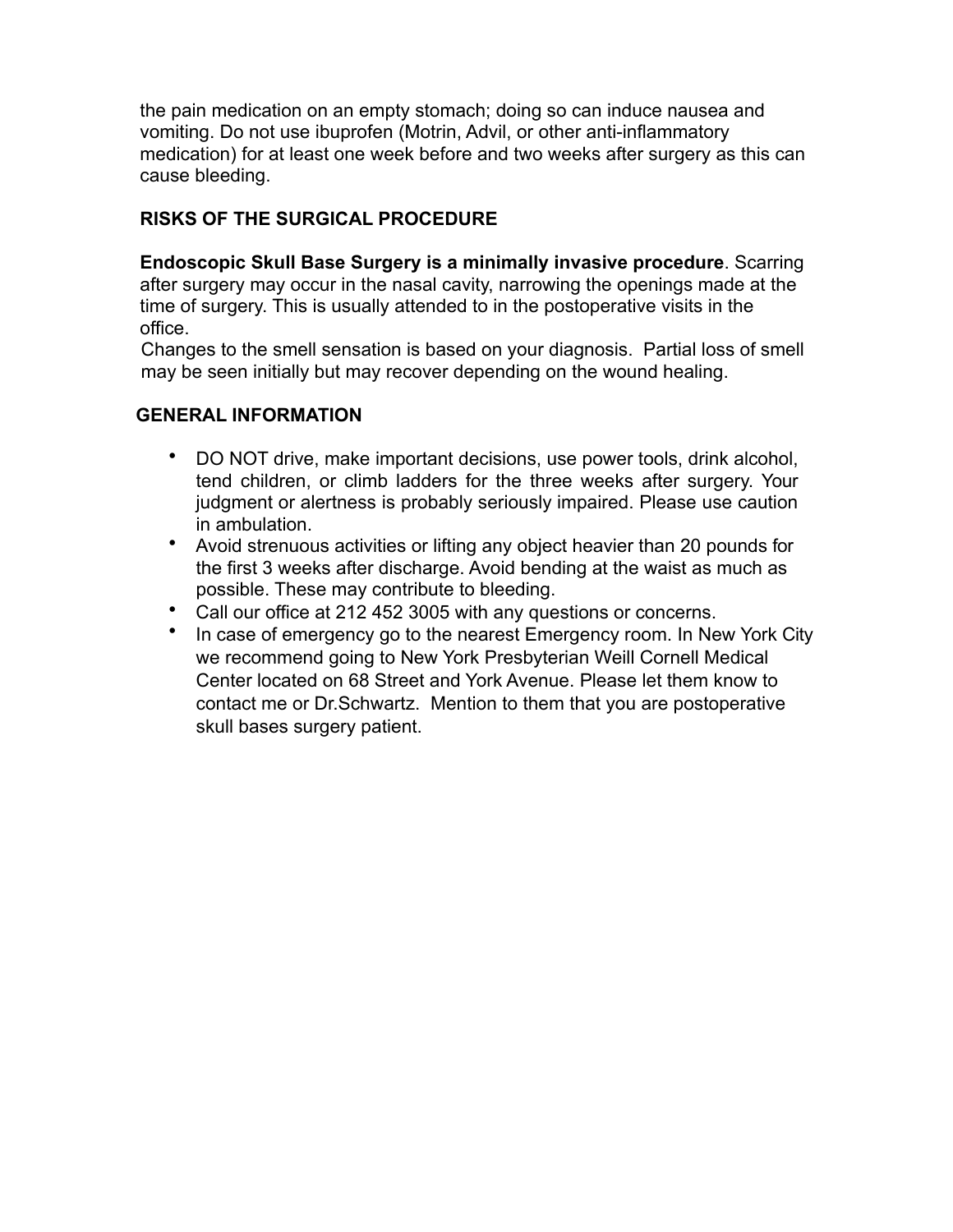the pain medication on an empty stomach; doing so can induce nausea and vomiting. Do not use ibuprofen (Motrin, Advil, or other anti-inflammatory medication) for at least one week before and two weeks after surgery as this can cause bleeding.

## RISKS OF THE SURGICAL PROCEDURE

**Endoscopic Skull Base Surgery is a minimally invasive procedure**. Scarring after surgery may occur in the nasal cavity, narrowing the openings made at the time of surgery. This is usually attended to in the postoperative visits in the office.

Changes to the smell sensation is based on your diagnosis. Partial loss of smell may be seen initially but may recover depending on the wound healing.

## GENERAL INFORMATION

- DO NOT drive, make important decisions, use power tools, drink alcohol, tend children, or climb ladders for the three weeks after surgery. Your judgment or alertness is probably seriously impaired. Please use caution in ambulation.
- Avoid strenuous activities or lifting any object heavier than 20 pounds for the first 3 weeks after discharge. Avoid bending at the waist as much as possible. These may contribute to bleeding.
- Call our office at 212 452 3005 with any questions or concerns.
- In case of emergency go to the nearest Emergency room. In New York City we recommend going to New York Presbyterian Weill Cornell Medical Center located on 68 Street and York Avenue. Please let them know to contact me or Dr.Schwartz. Mention to them that you are postoperative skull bases surgery patient.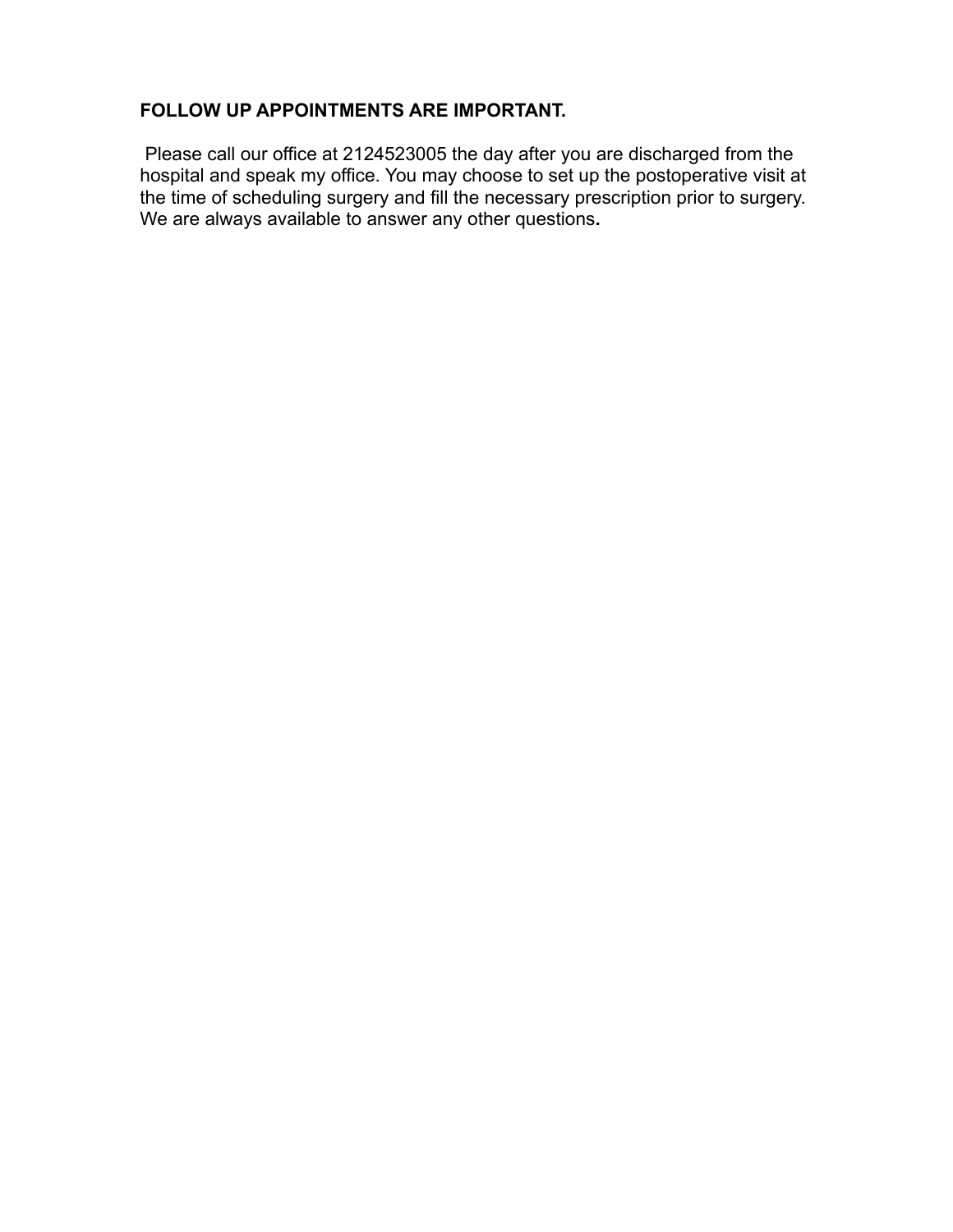**FOLLOW UP APPOINTMENTS ARE IMPORTANT.**

Please call our office at 2124523005 the day after you are discharged from the hospital and speak my office. You may choose to set up the postoperative visit at the time of scheduling surgery and fill the necessary prescription prior to surgery. We are always available to answer any other questions**.**